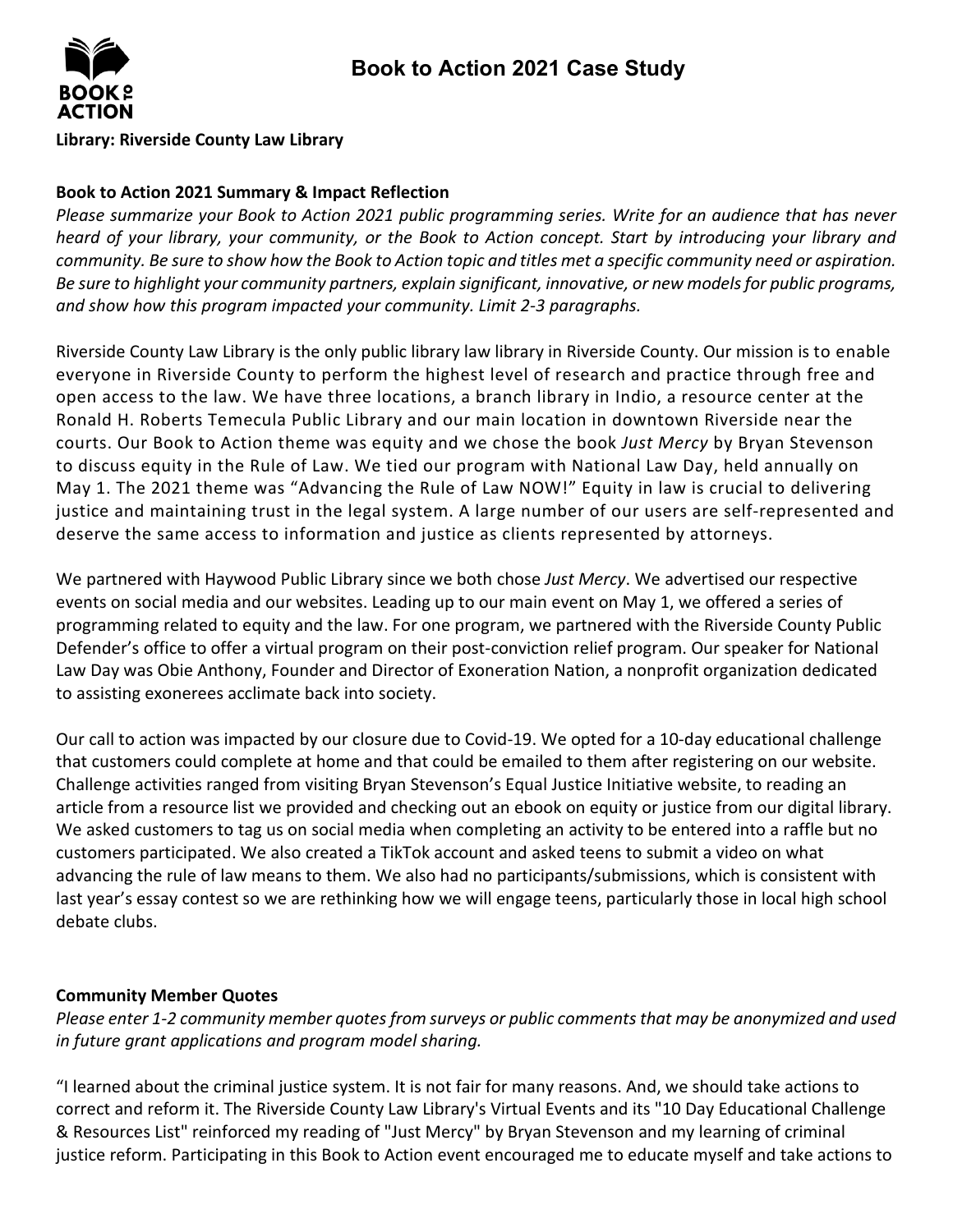# Book to Action 2021 Case Study

**Library: Riverside County Law Library**

**Book to Action 2021 Summary & Impact Reflection**

*Please summarize your Book to Action 2021 public programming series. Write for an audience that has never heard of your library, your community, or the Book to Action concept. Start by introducing your library and community. Be sure to show how the Book to Action topic and titles met a specific community need or aspiration. Be sure to highlight your community partners, explain significant, innovative, or new models for public programs, and show how this program impacted your community. Limit 2-3 paragraphs.*

Riverside County Law Library is the only public library law library in Riverside County. Our mission is to enable everyone in Riverside County to perform the highest level of research and practice through free and open access to the law. We have three locations, a branch library in Indio, a resource center at the Ronald H. Roberts Temecula Public Library and our main location in downtown Riverside near the courts. Our Book to Action theme was equity and we chose the book *Just Mercy* by Bryan Stevenson to discuss equity in the Rule of Law. We tied our program with National Law Day, held annually on May 1. The 2021 theme was "Advancing the Rule of Law NOW!" Equity in law is crucial to delivering justice and maintaining trust in the legal system. A large number of our users are self-represented and deserve the same access to information and justice as clients represented by attorneys.

We partnered with Haywood Public Library since we both chose *Just Mercy*. We advertised our respective events on social media and our websites. Leading up to our main event on May 1, we offered a series of programming related to equity and the law. For one program, we partnered with the Riverside County Public Defender's office to offer a virtual program on their post-conviction relief program. Our speaker for National Law Day was Obie Anthony, Founder and Director of Exoneration Nation, a nonprofit organization dedicated to assisting exonerees acclimate back into society.

Our call to action was impacted by our closure due to Covid-19. We opted for a 10-day educational challenge that customers could complete at home and that could be emailed to them after registering on our website. Challenge activities ranged from visiting Bryan Stevenson's Equal Justice Initiative website, to reading an article from a resource list we provided and checking out an ebook on equity or justice from our digital library. We asked customers to tag us on social media when completing an activity to be entered into a raffle but no customers participated. We also created a TikTok account and asked teens to submit a video on what advancing the rule of law means to them. We also had no participants/submissions, which is consistent with last year's essay contest so we are rethinking how we will engage teens, particularly those in local high school debate clubs.

**Community Member Quotes**

*Please enter 1-2 community member quotes from surveys or public comments that may be anonymized and used in future grant applications and program model sharing.*

"I learned about the criminal justice system. It is not fair for many reasons. And, we should take actions to correct and reform it. The Riverside County Law Library's Virtual Events and its "10 Day Educational Challenge & Resources List" reinforced my reading of "Just Mercy" by Bryan Stevenson and my learning of criminal justice reform. Participating in this Book to Action event encouraged me to educate myself and take actions to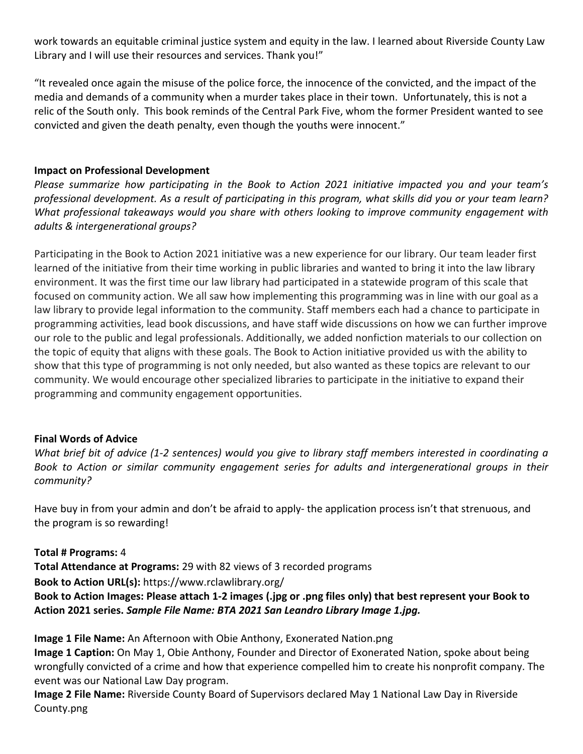work towards an equitable criminal justice system and equity in the law. I learned about Riverside County Law Library and I will use their resources and services. Thank you!"

"It revealed once again the misuse of the police force, the innocence of the convicted, and the impact of the media and demands of a community when a murder takes place in their town. Unfortunately, this is not a relic of the South only. This book reminds of the Central Park Five, whom the former President wanted to see convicted and given the death penalty, even though the youths were innocent."

**Impact on Professional Development**

*Please summarize how participating in the Book to Action 2021 initiative impacted you and your team's professional development. As a result of participating in this program, what skills did you or your team learn? What professional takeaways would you share with others looking to improve community engagement with adults & intergenerational groups?*

Participating in the Book to Action 2021 initiative was a new experience for our library. Our team leader first learned of the initiative from their time working in public libraries and wanted to bring it into the law library environment. It was the first time our law library had participated in a statewide program of this scale that focused on community action. We all saw how implementing this programming was in line with our goal as a law library to provide legal information to the community. Staff members each had a chance to participate in programming activities, lead book discussions, and have staff wide discussions on how we can further improve our role to the public and legal professionals. Additionally, we added nonfiction materials to our collection on the topic of equity that aligns with these goals. The Book to Action initiative provided us with the ability to show that this type of programming is not only needed, but also wanted as these topics are relevant to our community. We would encourage other specialized libraries to participate in the initiative to expand their programming and community engagement opportunities.

**Final Words of Advice**

*What brief bit of advice (1-2 sentences) would you give to library staff members interested in coordinating a Book to Action or similar community engagement series for adults and intergenerational groups in their community?*

Have buy in from your admin and don't be afraid to apply- the application process isn't that strenuous, and the program is so rewarding!

**Total # Programs:** 4

**Total Attendance at Programs:** 29 with 82 views of 3 recorded programs

**Book to Action URL(s):** https://www.rclawlibrary.org/

**Book to Action Images: Please attach 1-2 images (.jpg or .png files only) that best represent your Book to Action 2021 series. *Sample File Name: BTA 2021 San Leandro Library Image 1.jpg.***

**Image 1 File Name:** An Afternoon with Obie Anthony, Exonerated Nation.png

**Image 1 Caption:** On May 1, Obie Anthony, Founder and Director of Exonerated Nation, spoke about being wrongfully convicted of a crime and how that experience compelled him to create his nonprofit company. The event was our National Law Day program.

**Image 2 File Name:** Riverside County Board of Supervisors declared May 1 National Law Day in Riverside County.png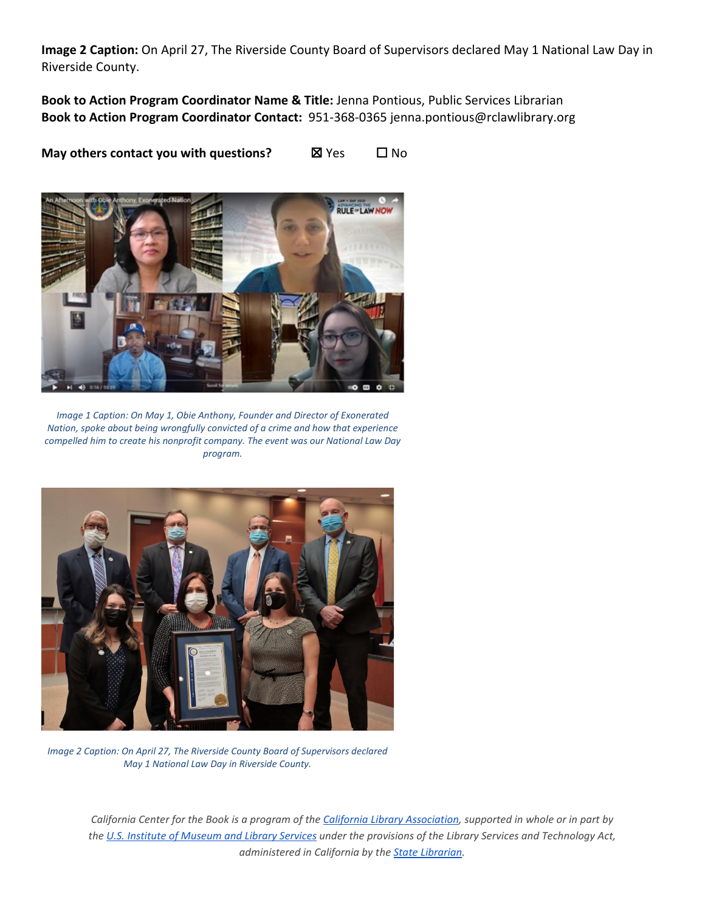**Image 2 Caption:** On April 27, The Riverside County Board of Supervisors declared May 1 National Law Day in Riverside County.

**Book to Action Program Coordinator Name & Title:** Jenna Pontious, Public Services Librarian
**Book to Action Program Coordinator Contact:** 951-368-0365 jenna.pontious@rclawlibrary.org

**May others contact you with questions?** ☒ Yes ☐ No

*Image 1 Caption: On May 1, Obie Anthony, Founder and Director of Exonerated Nation, spoke about being wrongfully convicted of a crime and how that experience compelled him to create his nonprofit company. The event was our National Law Day program.*

*Image 2 Caption: On April 27, The Riverside County Board of Supervisors declared May 1 National Law Day in Riverside County.*

*California Center for the Book is a program of the California Library Association, supported in whole or in part by the U.S. Institute of Museum and Library Services under the provisions of the Library Services and Technology Act, administered in California by the State Librarian.*